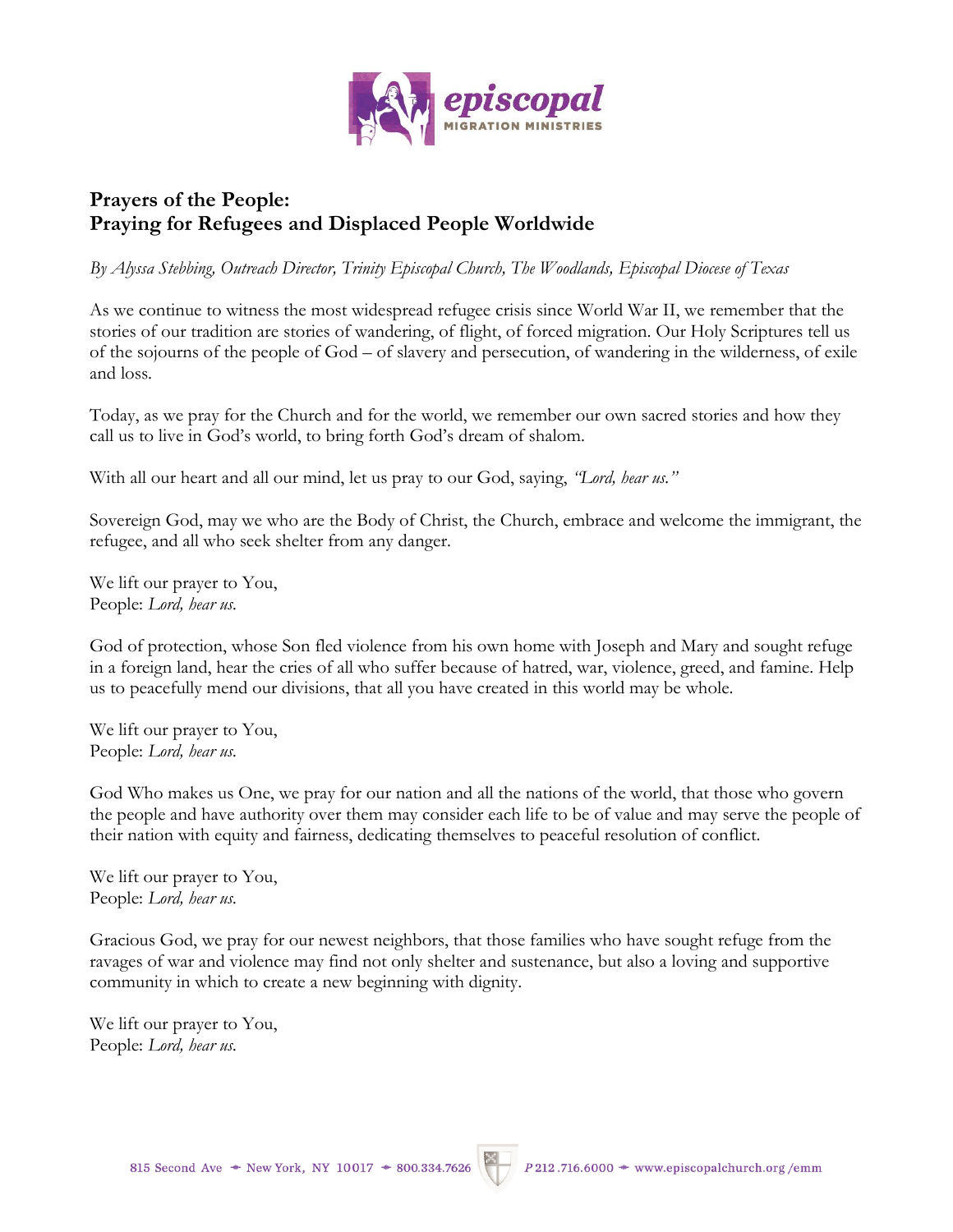# Prayers of the People: Praying for Refugees and Displaced People Worldwide

*By Alyssa Stebbing, Outreach Director, Trinity Episcopal Church, The Woodlands, Episcopal Diocese of Texas*

As we continue to witness the most widespread refugee crisis since World War II, we remember that the stories of our tradition are stories of wandering, of flight, of forced migration. Our Holy Scriptures tell us of the sojourns of the people of God – of slavery and persecution, of wandering in the wilderness, of exile and loss.

Today, as we pray for the Church and for the world, we remember our own sacred stories and how they call us to live in God's world, to bring forth God's dream of shalom.

With all our heart and all our mind, let us pray to our God, saying, *"Lord, hear us."*

Sovereign God, may we who are the Body of Christ, the Church, embrace and welcome the immigrant, the refugee, and all who seek shelter from any danger.

We lift our prayer to You,
People: *Lord, hear us.*

God of protection, whose Son fled violence from his own home with Joseph and Mary and sought refuge in a foreign land, hear the cries of all who suffer because of hatred, war, violence, greed, and famine. Help us to peacefully mend our divisions, that all you have created in this world may be whole.

We lift our prayer to You,
People: *Lord, hear us.*

God Who makes us One, we pray for our nation and all the nations of the world, that those who govern the people and have authority over them may consider each life to be of value and may serve the people of their nation with equity and fairness, dedicating themselves to peaceful resolution of conflict.

We lift our prayer to You,
People: *Lord, hear us.*

Gracious God, we pray for our newest neighbors, that those families who have sought refuge from the ravages of war and violence may find not only shelter and sustenance, but also a loving and supportive community in which to create a new beginning with dignity.

We lift our prayer to You,
People: *Lord, hear us.*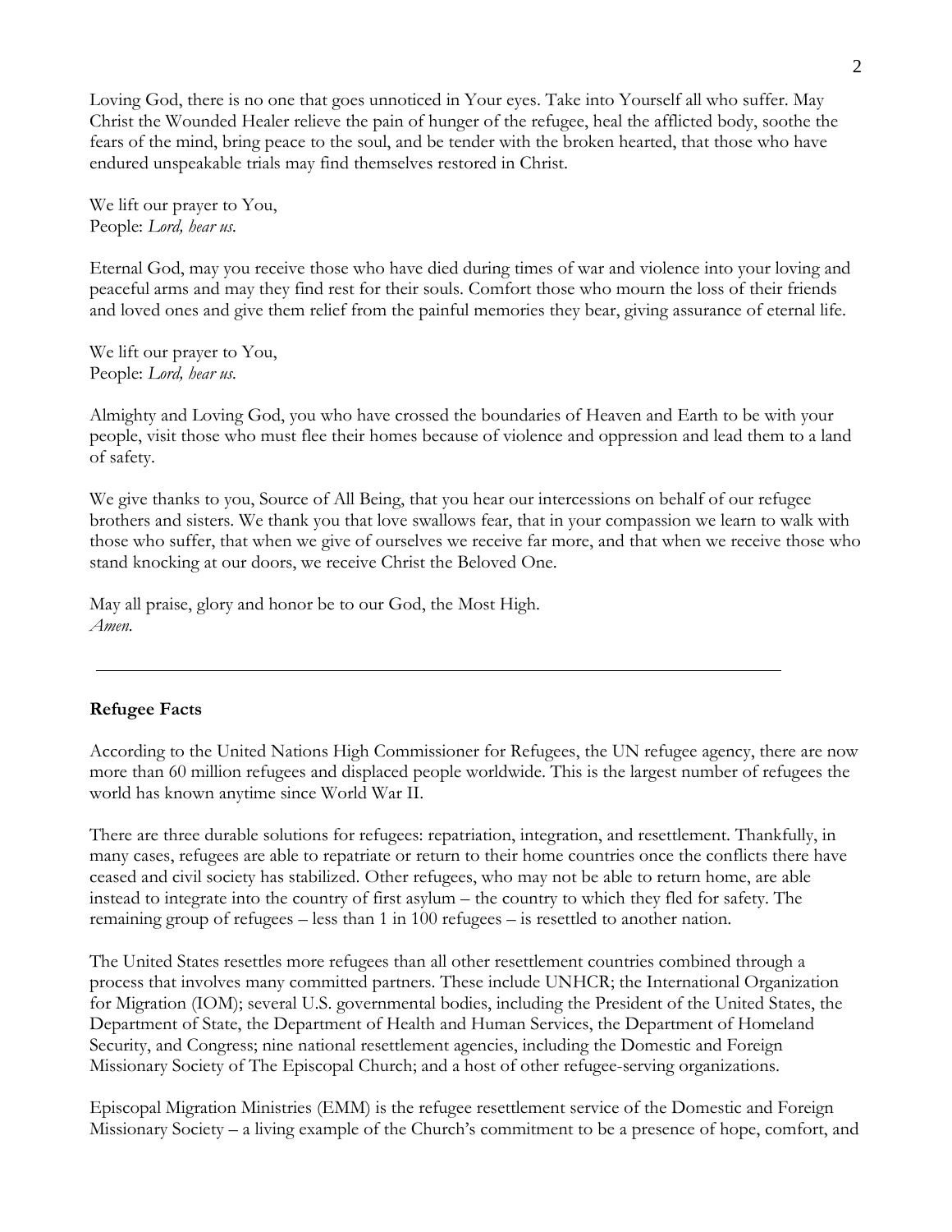Loving God, there is no one that goes unnoticed in Your eyes. Take into Yourself all who suffer. May Christ the Wounded Healer relieve the pain of hunger of the refugee, heal the afflicted body, soothe the fears of the mind, bring peace to the soul, and be tender with the broken hearted, that those who have endured unspeakable trials may find themselves restored in Christ.

We lift our prayer to You,
People: *Lord, hear us.*

Eternal God, may you receive those who have died during times of war and violence into your loving and peaceful arms and may they find rest for their souls. Comfort those who mourn the loss of their friends and loved ones and give them relief from the painful memories they bear, giving assurance of eternal life.

We lift our prayer to You,
People: *Lord, hear us.*

Almighty and Loving God, you who have crossed the boundaries of Heaven and Earth to be with your people, visit those who must flee their homes because of violence and oppression and lead them to a land of safety.

We give thanks to you, Source of All Being, that you hear our intercessions on behalf of our refugee brothers and sisters. We thank you that love swallows fear, that in your compassion we learn to walk with those who suffer, that when we give of ourselves we receive far more, and that when we receive those who stand knocking at our doors, we receive Christ the Beloved One.

May all praise, glory and honor be to our God, the Most High.
*Amen.*

---

**Refugee Facts**

According to the United Nations High Commissioner for Refugees, the UN refugee agency, there are now more than 60 million refugees and displaced people worldwide. This is the largest number of refugees the world has known anytime since World War II.

There are three durable solutions for refugees: repatriation, integration, and resettlement. Thankfully, in many cases, refugees are able to repatriate or return to their home countries once the conflicts there have ceased and civil society has stabilized. Other refugees, who may not be able to return home, are able instead to integrate into the country of first asylum – the country to which they fled for safety. The remaining group of refugees – less than 1 in 100 refugees – is resettled to another nation.

The United States resettles more refugees than all other resettlement countries combined through a process that involves many committed partners. These include UNHCR; the International Organization for Migration (IOM); several U.S. governmental bodies, including the President of the United States, the Department of State, the Department of Health and Human Services, the Department of Homeland Security, and Congress; nine national resettlement agencies, including the Domestic and Foreign Missionary Society of The Episcopal Church; and a host of other refugee-serving organizations.

Episcopal Migration Ministries (EMM) is the refugee resettlement service of the Domestic and Foreign Missionary Society – a living example of the Church's commitment to be a presence of hope, comfort, and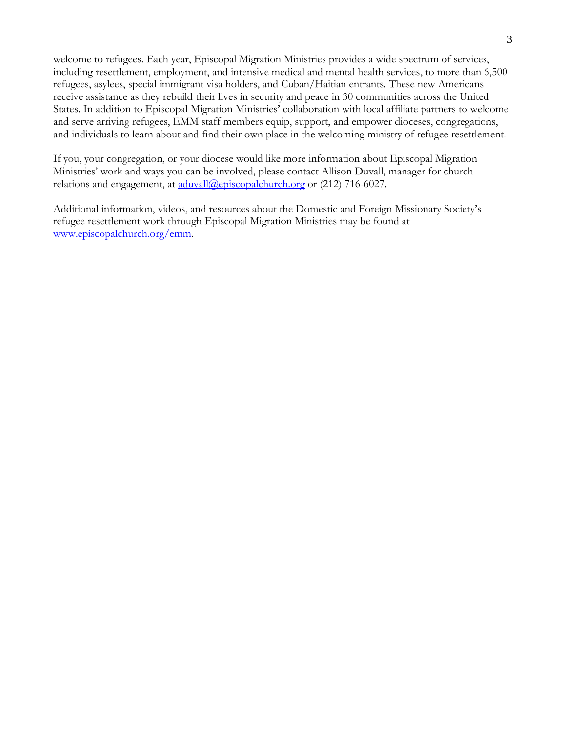welcome to refugees. Each year, Episcopal Migration Ministries provides a wide spectrum of services, including resettlement, employment, and intensive medical and mental health services, to more than 6,500 refugees, asylees, special immigrant visa holders, and Cuban/Haitian entrants. These new Americans receive assistance as they rebuild their lives in security and peace in 30 communities across the United States. In addition to Episcopal Migration Ministries' collaboration with local affiliate partners to welcome and serve arriving refugees, EMM staff members equip, support, and empower dioceses, congregations, and individuals to learn about and find their own place in the welcoming ministry of refugee resettlement.

If you, your congregation, or your diocese would like more information about Episcopal Migration Ministries' work and ways you can be involved, please contact Allison Duvall, manager for church relations and engagement, at aduvall@episcopalchurch.org or (212) 716-6027.

Additional information, videos, and resources about the Domestic and Foreign Missionary Society's refugee resettlement work through Episcopal Migration Ministries may be found at www.episcopalchurch.org/emm.